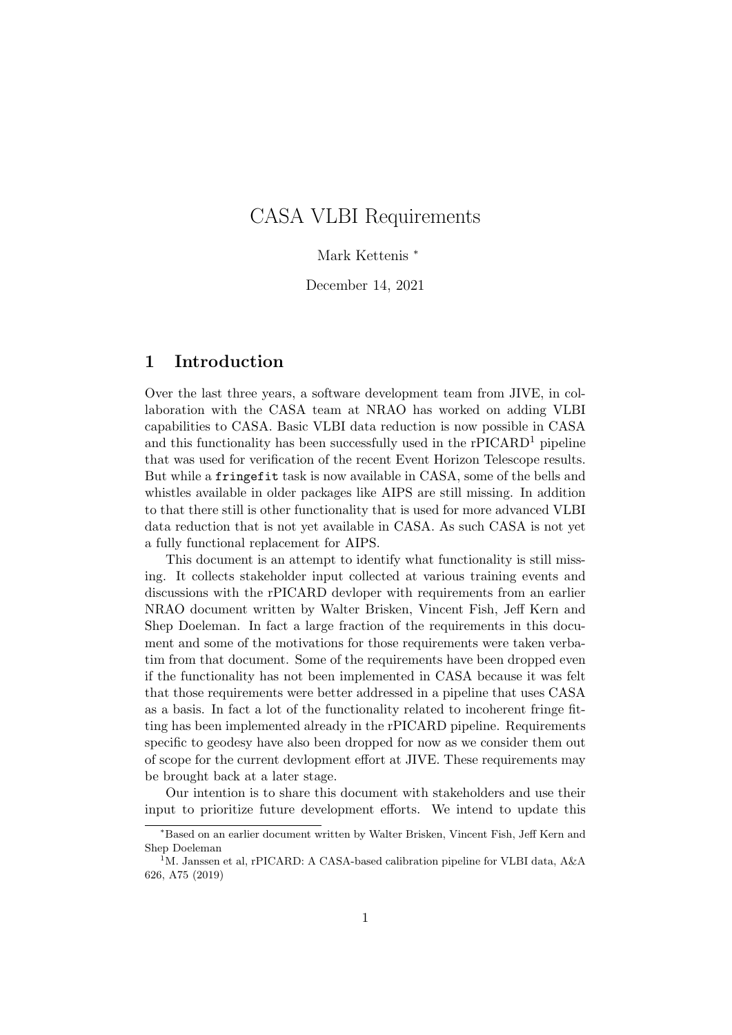# CASA VLBI Requirements

Mark Kettenis *

December 14, 2021

## 1 Introduction

Over the last three years, a software development team from JIVE, in collaboration with the CASA team at NRAO has worked on adding VLBI capabilities to CASA. Basic VLBI data reduction is now possible in CASA and this functionality has been successfully used in the rPICARD[1] pipeline that was used for verification of the recent Event Horizon Telescope results. But while a `fringefit` task is now available in CASA, some of the bells and whistles available in older packages like AIPS are still missing. In addition to that there still is other functionality that is used for more advanced VLBI data reduction that is not yet available in CASA. As such CASA is not yet a fully functional replacement for AIPS.

This document is an attempt to identify what functionality is still missing. It collects stakeholder input collected at various training events and discussions with the rPICARD devloper with requirements from an earlier NRAO document written by Walter Brisken, Vincent Fish, Jeff Kern and Shep Doeleman. In fact a large fraction of the requirements in this document and some of the motivations for those requirements were taken verbatim from that document. Some of the requirements have been dropped even if the functionality has not been implemented in CASA because it was felt that those requirements were better addressed in a pipeline that uses CASA as a basis. In fact a lot of the functionality related to incoherent fringe fitting has been implemented already in the rPICARD pipeline. Requirements specific to geodesy have also been dropped for now as we consider them out of scope for the current devlopment effort at JIVE. These requirements may be brought back at a later stage.

Our intention is to share this document with stakeholders and use their input to prioritize future development efforts. We intend to update this

---

*Based on an earlier document written by Walter Brisken, Vincent Fish, Jeff Kern and Shep Doeleman

[1] M. Janssen et al, rPICARD: A CASA-based calibration pipeline for VLBI data, A&A 626, A75 (2019)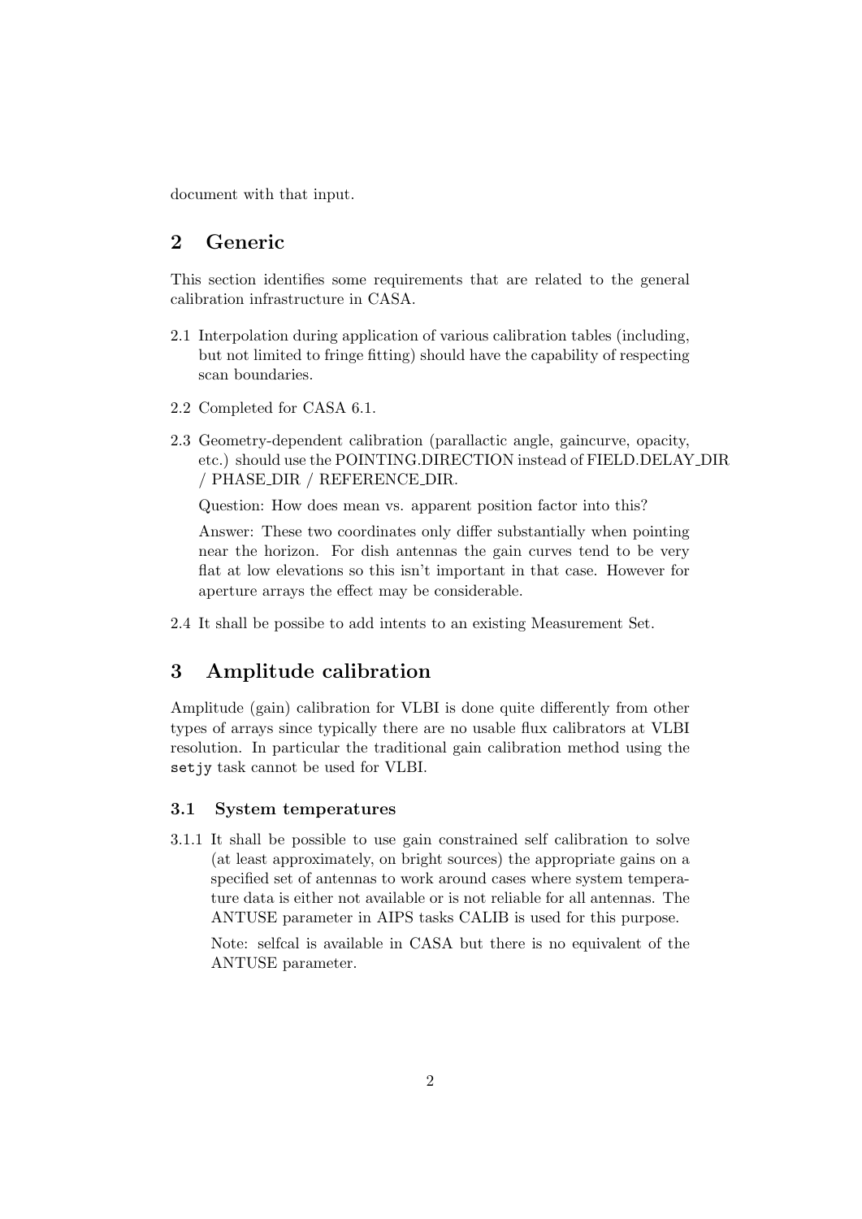document with that input.

## 2 Generic

This section identifies some requirements that are related to the general calibration infrastructure in CASA.

2.1 Interpolation during application of various calibration tables (including, but not limited to fringe fitting) should have the capability of respecting scan boundaries.

2.2 Completed for CASA 6.1.

2.3 Geometry-dependent calibration (parallactic angle, gaincurve, opacity, etc.) should use the POINTING.DIRECTION instead of FIELD.DELAY_DIR / PHASE_DIR / REFERENCE_DIR.

Question: How does mean vs. apparent position factor into this?

Answer: These two coordinates only differ substantially when pointing near the horizon. For dish antennas the gain curves tend to be very flat at low elevations so this isn't important in that case. However for aperture arrays the effect may be considerable.

2.4 It shall be possibe to add intents to an existing Measurement Set.

## 3 Amplitude calibration

Amplitude (gain) calibration for VLBI is done quite differently from other types of arrays since typically there are no usable flux calibrators at VLBI resolution. In particular the traditional gain calibration method using the `setjy` task cannot be used for VLBI.

### 3.1 System temperatures

3.1.1 It shall be possible to use gain constrained self calibration to solve (at least approximately, on bright sources) the appropriate gains on a specified set of antennas to work around cases where system temperature data is either not available or is not reliable for all antennas. The ANTUSE parameter in AIPS tasks CALIB is used for this purpose.

Note: selfcal is available in CASA but there is no equivalent of the ANTUSE parameter.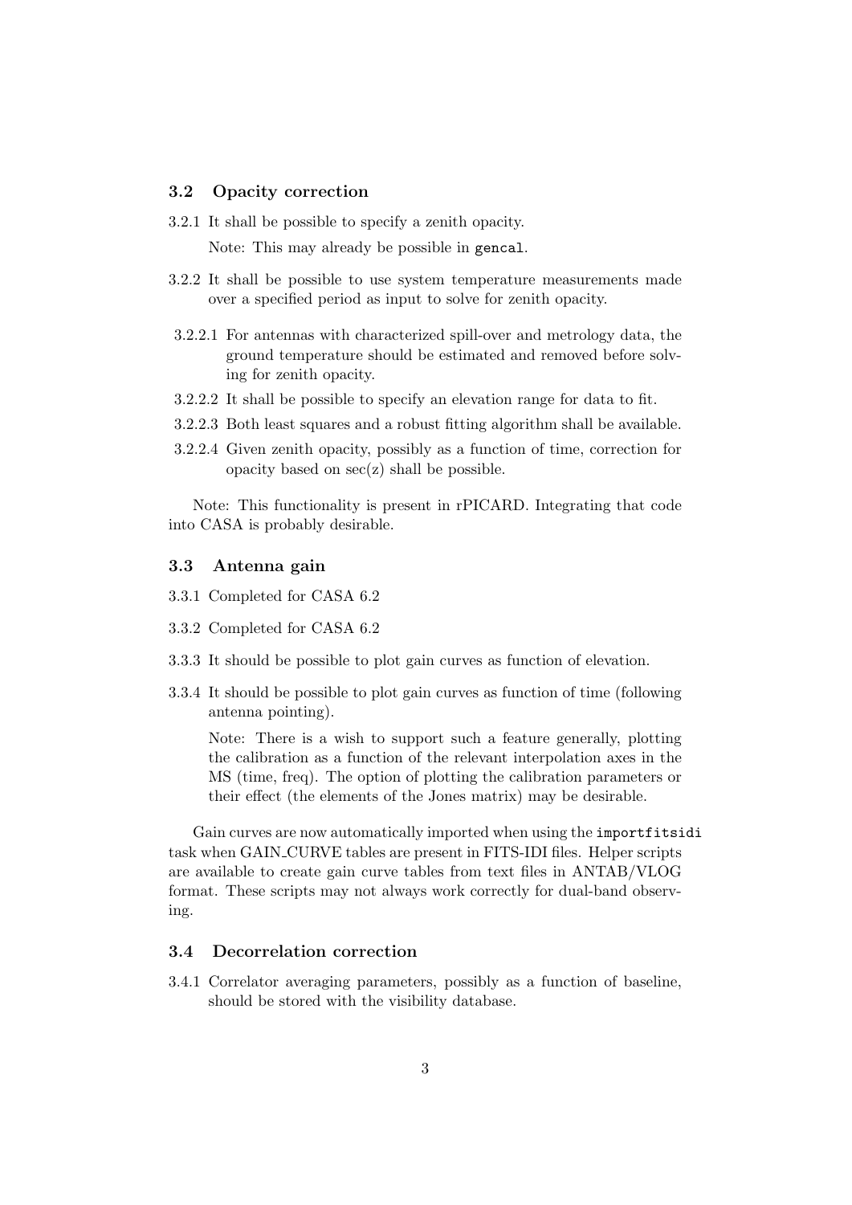### 3.2 Opacity correction

3.2.1 It shall be possible to specify a zenith opacity.

Note: This may already be possible in `gencal`.

3.2.2 It shall be possible to use system temperature measurements made over a specified period as input to solve for zenith opacity.

3.2.2.1 For antennas with characterized spill-over and metrology data, the ground temperature should be estimated and removed before solving for zenith opacity.

3.2.2.2 It shall be possible to specify an elevation range for data to fit.

3.2.2.3 Both least squares and a robust fitting algorithm shall be available.

3.2.2.4 Given zenith opacity, possibly as a function of time, correction for opacity based on sec(z) shall be possible.

Note: This functionality is present in rPICARD. Integrating that code into CASA is probably desirable.

### 3.3 Antenna gain

3.3.1 Completed for CASA 6.2

3.3.2 Completed for CASA 6.2

3.3.3 It should be possible to plot gain curves as function of elevation.

3.3.4 It should be possible to plot gain curves as function of time (following antenna pointing).

Note: There is a wish to support such a feature generally, plotting the calibration as a function of the relevant interpolation axes in the MS (time, freq). The option of plotting the calibration parameters or their effect (the elements of the Jones matrix) may be desirable.

Gain curves are now automatically imported when using the `importfitsidi` task when GAIN_CURVE tables are present in FITS-IDI files. Helper scripts are available to create gain curve tables from text files in ANTAB/VLOG format. These scripts may not always work correctly for dual-band observing.

### 3.4 Decorrelation correction

3.4.1 Correlator averaging parameters, possibly as a function of baseline, should be stored with the visibility database.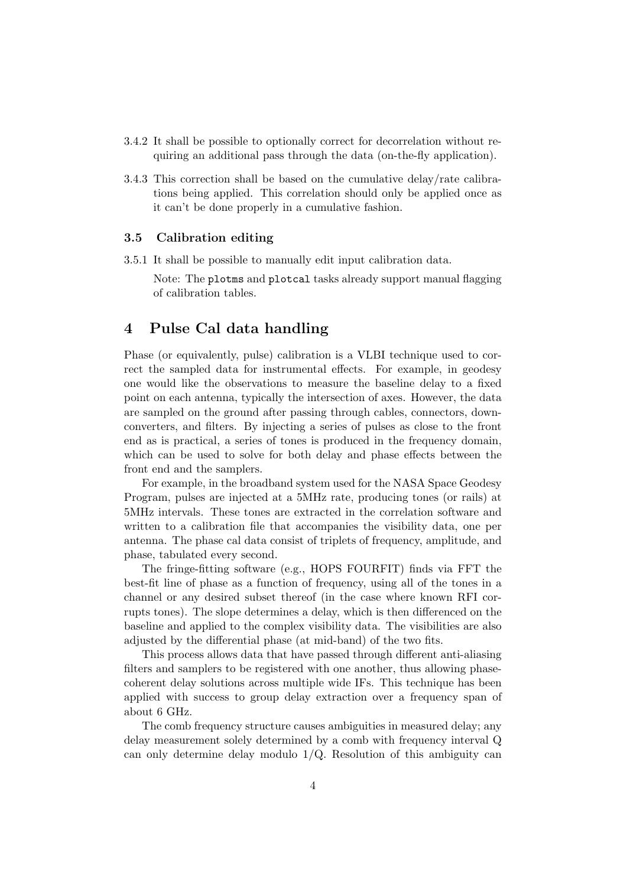3.4.2 It shall be possible to optionally correct for decorrelation without requiring an additional pass through the data (on-the-fly application).

3.4.3 This correction shall be based on the cumulative delay/rate calibrations being applied. This correlation should only be applied once as it can't be done properly in a cumulative fashion.

### 3.5 Calibration editing

3.5.1 It shall be possible to manually edit input calibration data.

Note: The `plotms` and `plotcal` tasks already support manual flagging of calibration tables.

## 4 Pulse Cal data handling

Phase (or equivalently, pulse) calibration is a VLBI technique used to correct the sampled data for instrumental effects. For example, in geodesy one would like the observations to measure the baseline delay to a fixed point on each antenna, typically the intersection of axes. However, the data are sampled on the ground after passing through cables, connectors, downconverters, and filters. By injecting a series of pulses as close to the front end as is practical, a series of tones is produced in the frequency domain, which can be used to solve for both delay and phase effects between the front end and the samplers.

For example, in the broadband system used for the NASA Space Geodesy Program, pulses are injected at a 5MHz rate, producing tones (or rails) at 5MHz intervals. These tones are extracted in the correlation software and written to a calibration file that accompanies the visibility data, one per antenna. The phase cal data consist of triplets of frequency, amplitude, and phase, tabulated every second.

The fringe-fitting software (e.g., HOPS FOURFIT) finds via FFT the best-fit line of phase as a function of frequency, using all of the tones in a channel or any desired subset thereof (in the case where known RFI corrupts tones). The slope determines a delay, which is then differenced on the baseline and applied to the complex visibility data. The visibilities are also adjusted by the differential phase (at mid-band) of the two fits.

This process allows data that have passed through different anti-aliasing filters and samplers to be registered with one another, thus allowing phase-coherent delay solutions across multiple wide IFs. This technique has been applied with success to group delay extraction over a frequency span of about 6 GHz.

The comb frequency structure causes ambiguities in measured delay; any delay measurement solely determined by a comb with frequency interval Q can only determine delay modulo 1/Q. Resolution of this ambiguity can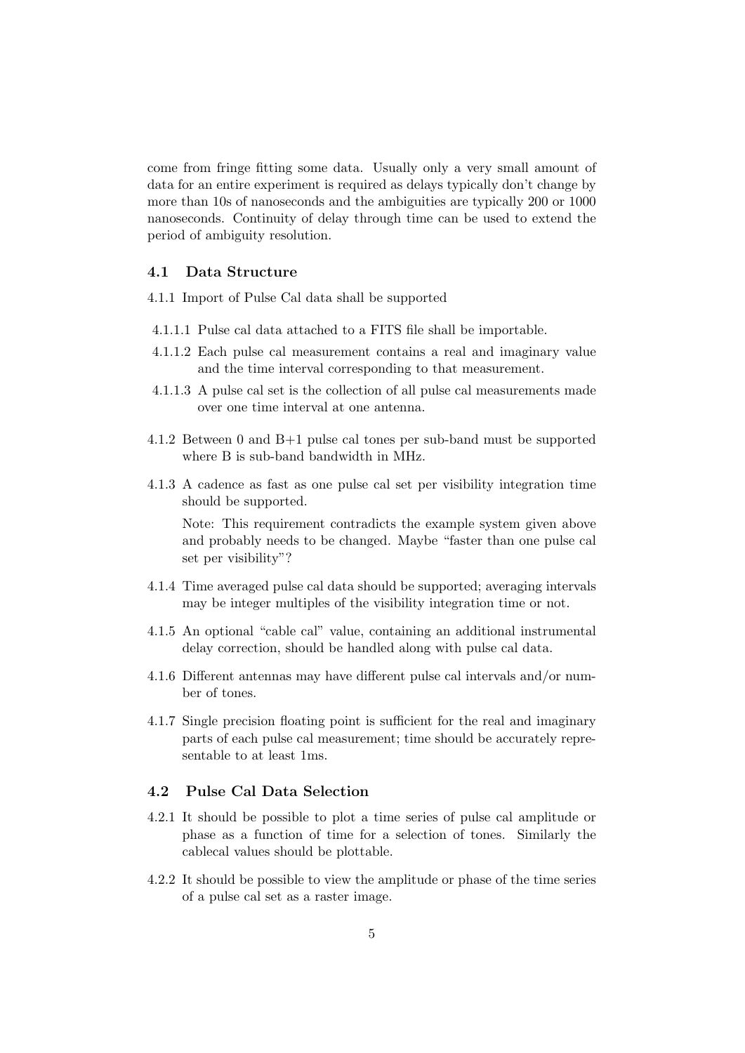come from fringe fitting some data. Usually only a very small amount of data for an entire experiment is required as delays typically don't change by more than 10s of nanoseconds and the ambiguities are typically 200 or 1000 nanoseconds. Continuity of delay through time can be used to extend the period of ambiguity resolution.

### 4.1 Data Structure

4.1.1 Import of Pulse Cal data shall be supported

- 4.1.1.1 Pulse cal data attached to a FITS file shall be importable.
- 4.1.1.2 Each pulse cal measurement contains a real and imaginary value and the time interval corresponding to that measurement.
- 4.1.1.3 A pulse cal set is the collection of all pulse cal measurements made over one time interval at one antenna.

4.1.2 Between 0 and B+1 pulse cal tones per sub-band must be supported where B is sub-band bandwidth in MHz.

4.1.3 A cadence as fast as one pulse cal set per visibility integration time should be supported.

Note: This requirement contradicts the example system given above and probably needs to be changed. Maybe "faster than one pulse cal set per visibility"?

4.1.4 Time averaged pulse cal data should be supported; averaging intervals may be integer multiples of the visibility integration time or not.

4.1.5 An optional "cable cal" value, containing an additional instrumental delay correction, should be handled along with pulse cal data.

4.1.6 Different antennas may have different pulse cal intervals and/or number of tones.

4.1.7 Single precision floating point is sufficient for the real and imaginary parts of each pulse cal measurement; time should be accurately representable to at least 1ms.

### 4.2 Pulse Cal Data Selection

4.2.1 It should be possible to plot a time series of pulse cal amplitude or phase as a function of time for a selection of tones. Similarly the cablecal values should be plottable.

4.2.2 It should be possible to view the amplitude or phase of the time series of a pulse cal set as a raster image.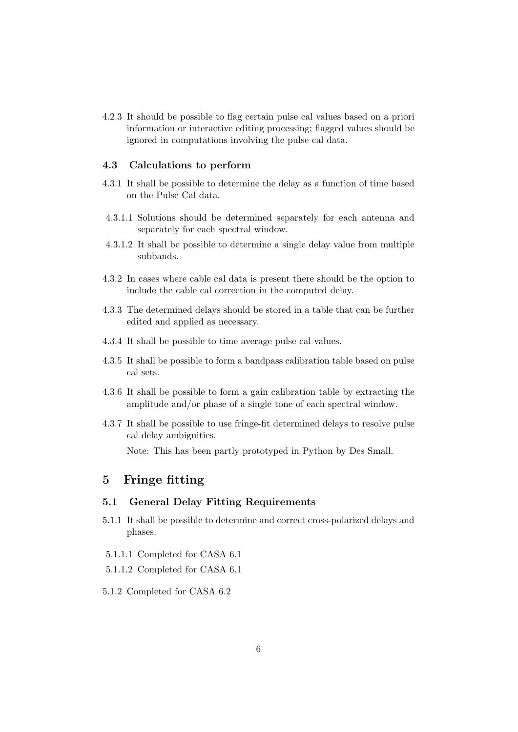4.2.3 It should be possible to flag certain pulse cal values based on a priori information or interactive editing processing; flagged values should be ignored in computations involving the pulse cal data.

### 4.3 Calculations to perform

4.3.1 It shall be possible to determine the delay as a function of time based on the Pulse Cal data.

4.3.1.1 Solutions should be determined separately for each antenna and separately for each spectral window.

4.3.1.2 It shall be possible to determine a single delay value from multiple subbands.

4.3.2 In cases where cable cal data is present there should be the option to include the cable cal correction in the computed delay.

4.3.3 The determined delays should be stored in a table that can be further edited and applied as necessary.

4.3.4 It shall be possible to time average pulse cal values.

4.3.5 It shall be possible to form a bandpass calibration table based on pulse cal sets.

4.3.6 It shall be possible to form a gain calibration table by extracting the amplitude and/or phase of a single tone of each spectral window.

4.3.7 It shall be possible to use fringe-fit determined delays to resolve pulse cal delay ambiguities.

Note: This has been partly prototyped in Python by Des Small.

## 5 Fringe fitting

### 5.1 General Delay Fitting Requirements

5.1.1 It shall be possible to determine and correct cross-polarized delays and phases.

5.1.1.1 Completed for CASA 6.1

5.1.1.2 Completed for CASA 6.1

5.1.2 Completed for CASA 6.2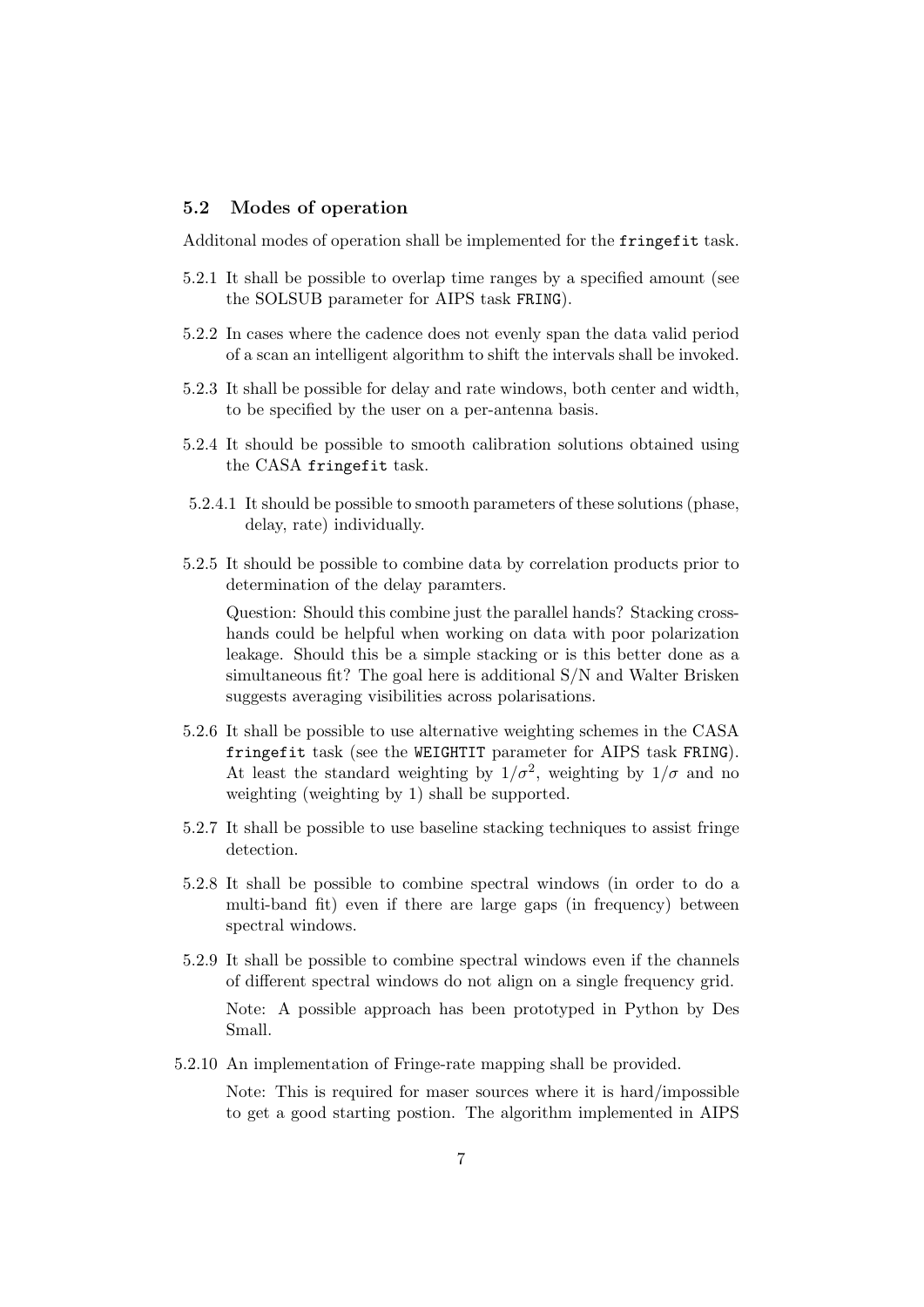### 5.2 Modes of operation

Additonal modes of operation shall be implemented for the `fringefit` task.

5.2.1 It shall be possible to overlap time ranges by a specified amount (see the SOLSUB parameter for AIPS task `FRING`).

5.2.2 In cases where the cadence does not evenly span the data valid period of a scan an intelligent algorithm to shift the intervals shall be invoked.

5.2.3 It shall be possible for delay and rate windows, both center and width, to be specified by the user on a per-antenna basis.

5.2.4 It should be possible to smooth calibration solutions obtained using the CASA `fringefit` task.

5.2.4.1 It should be possible to smooth parameters of these solutions (phase, delay, rate) individually.

5.2.5 It should be possible to combine data by correlation products prior to determination of the delay paramters.

Question: Should this combine just the parallel hands? Stacking cross-hands could be helpful when working on data with poor polarization leakage. Should this be a simple stacking or is this better done as a simultaneous fit? The goal here is additional S/N and Walter Brisken suggests averaging visibilities across polarisations.

5.2.6 It shall be possible to use alternative weighting schemes in the CASA `fringefit` task (see the `WEIGHTIT` parameter for AIPS task `FRING`). At least the standard weighting by $1/\sigma^2$, weighting by $1/\sigma$ and no weighting (weighting by 1) shall be supported.

5.2.7 It shall be possible to use baseline stacking techniques to assist fringe detection.

5.2.8 It shall be possible to combine spectral windows (in order to do a multi-band fit) even if there are large gaps (in frequency) between spectral windows.

5.2.9 It shall be possible to combine spectral windows even if the channels of different spectral windows do not align on a single frequency grid.

Note: A possible approach has been prototyped in Python by Des Small.

5.2.10 An implementation of Fringe-rate mapping shall be provided.

Note: This is required for maser sources where it is hard/impossible to get a good starting postion. The algorithm implemented in AIPS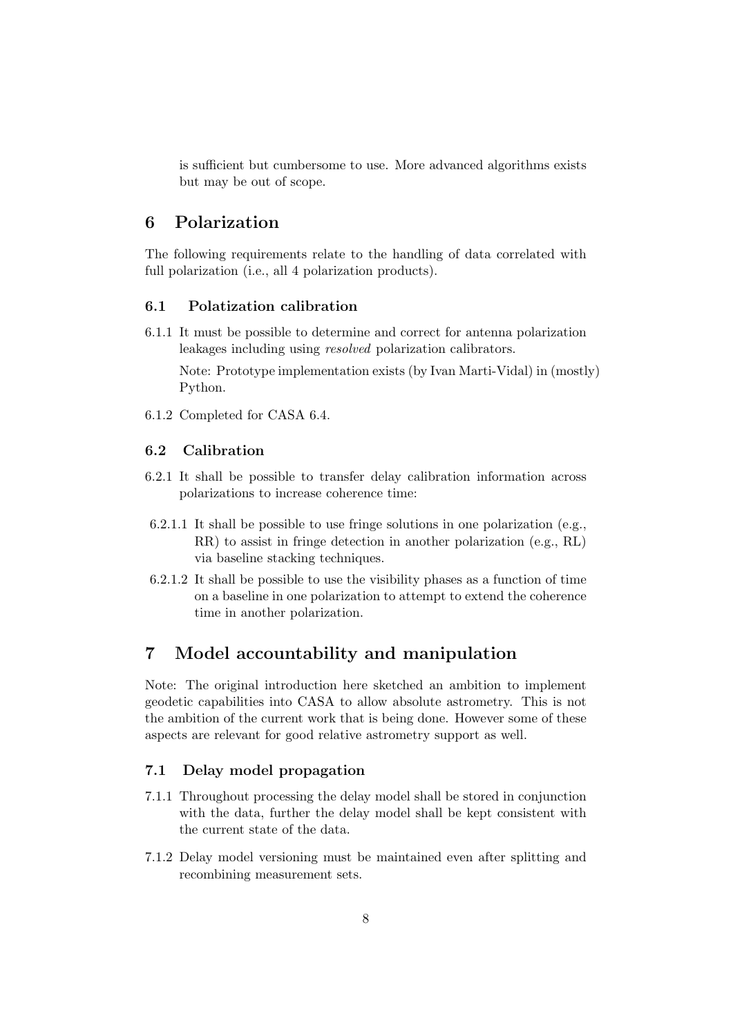is sufficient but cumbersome to use. More advanced algorithms exists but may be out of scope.

# 6 Polarization

The following requirements relate to the handling of data correlated with full polarization (i.e., all 4 polarization products).

## 6.1 Polatization calibration

6.1.1 It must be possible to determine and correct for antenna polarization leakages including using *resolved* polarization calibrators.

Note: Prototype implementation exists (by Ivan Marti-Vidal) in (mostly) Python.

6.1.2 Completed for CASA 6.4.

## 6.2 Calibration

6.2.1 It shall be possible to transfer delay calibration information across polarizations to increase coherence time:

6.2.1.1 It shall be possible to use fringe solutions in one polarization (e.g., RR) to assist in fringe detection in another polarization (e.g., RL) via baseline stacking techniques.

6.2.1.2 It shall be possible to use the visibility phases as a function of time on a baseline in one polarization to attempt to extend the coherence time in another polarization.

# 7 Model accountability and manipulation

Note: The original introduction here sketched an ambition to implement geodetic capabilities into CASA to allow absolute astrometry. This is not the ambition of the current work that is being done. However some of these aspects are relevant for good relative astrometry support as well.

## 7.1 Delay model propagation

7.1.1 Throughout processing the delay model shall be stored in conjunction with the data, further the delay model shall be kept consistent with the current state of the data.

7.1.2 Delay model versioning must be maintained even after splitting and recombining measurement sets.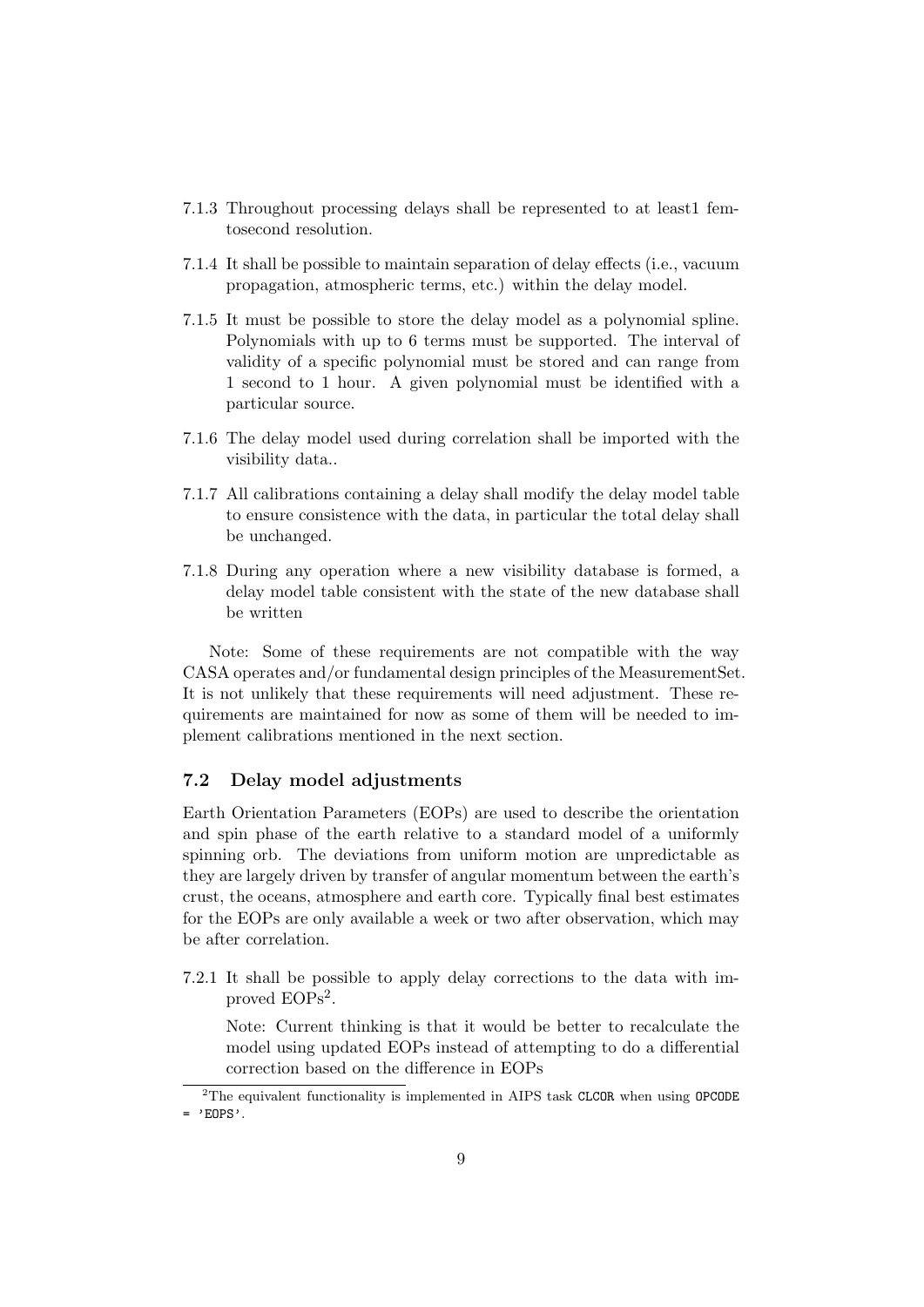7.1.3 Throughout processing delays shall be represented to at least1 femtosecond resolution.

7.1.4 It shall be possible to maintain separation of delay effects (i.e., vacuum propagation, atmospheric terms, etc.) within the delay model.

7.1.5 It must be possible to store the delay model as a polynomial spline. Polynomials with up to 6 terms must be supported. The interval of validity of a specific polynomial must be stored and can range from 1 second to 1 hour. A given polynomial must be identified with a particular source.

7.1.6 The delay model used during correlation shall be imported with the visibility data..

7.1.7 All calibrations containing a delay shall modify the delay model table to ensure consistence with the data, in particular the total delay shall be unchanged.

7.1.8 During any operation where a new visibility database is formed, a delay model table consistent with the state of the new database shall be written

Note: Some of these requirements are not compatible with the way CASA operates and/or fundamental design principles of the MeasurementSet. It is not unlikely that these requirements will need adjustment. These requirements are maintained for now as some of them will be needed to implement calibrations mentioned in the next section.

### 7.2 Delay model adjustments

Earth Orientation Parameters (EOPs) are used to describe the orientation and spin phase of the earth relative to a standard model of a uniformly spinning orb. The deviations from uniform motion are unpredictable as they are largely driven by transfer of angular momentum between the earth's crust, the oceans, atmosphere and earth core. Typically final best estimates for the EOPs are only available a week or two after observation, which may be after correlation.

7.2.1 It shall be possible to apply delay corrections to the data with improved EOPs[2].

Note: Current thinking is that it would be better to recalculate the model using updated EOPs instead of attempting to do a differential correction based on the difference in EOPs

[2]The equivalent functionality is implemented in AIPS task `CLCOR` when using `OPCODE = 'EOPS'`.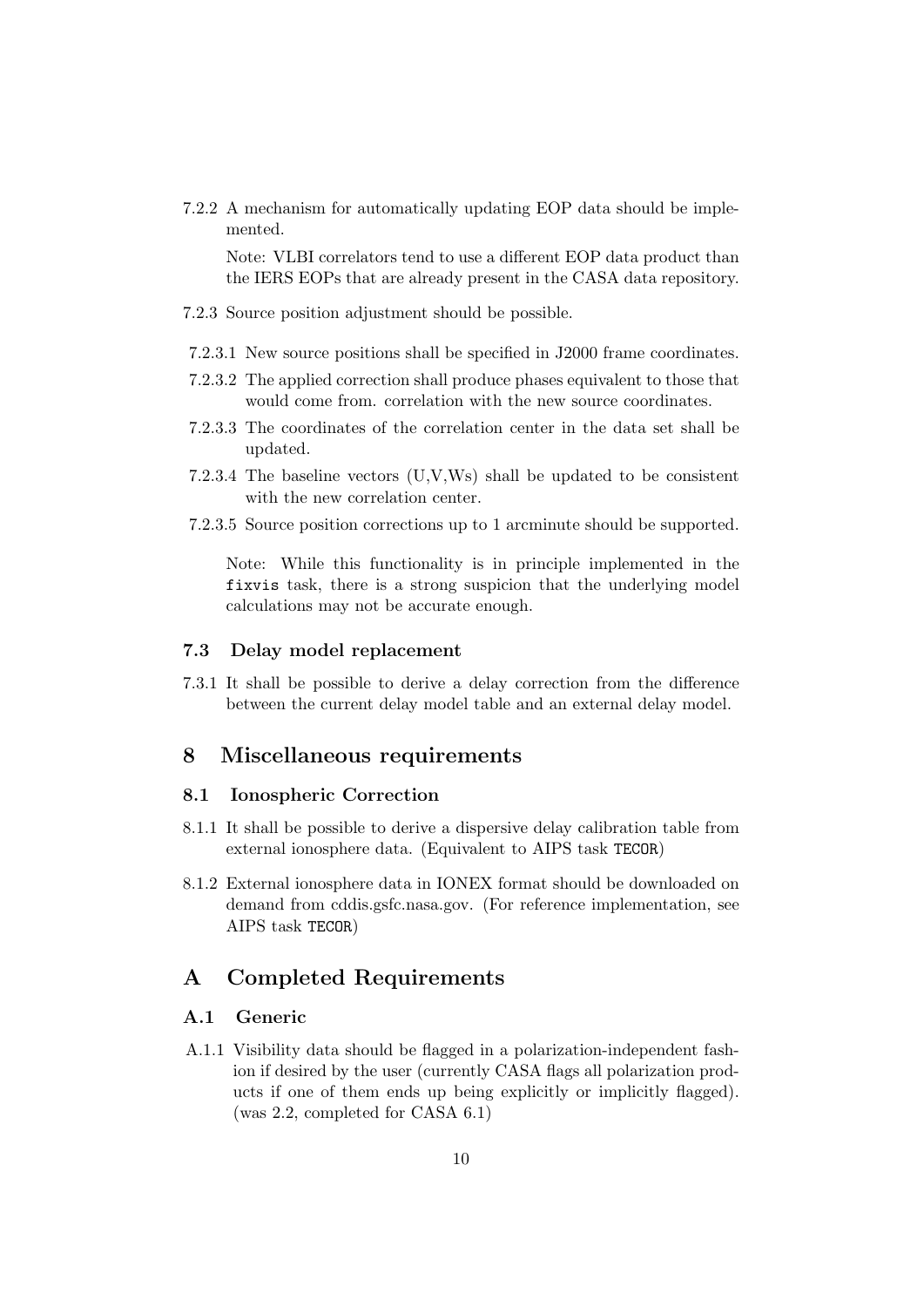7.2.2 A mechanism for automatically updating EOP data should be implemented.

Note: VLBI correlators tend to use a different EOP data product than the IERS EOPs that are already present in the CASA data repository.

7.2.3 Source position adjustment should be possible.

7.2.3.1 New source positions shall be specified in J2000 frame coordinates.

7.2.3.2 The applied correction shall produce phases equivalent to those that would come from. correlation with the new source coordinates.

7.2.3.3 The coordinates of the correlation center in the data set shall be updated.

7.2.3.4 The baseline vectors (U,V,Ws) shall be updated to be consistent with the new correlation center.

7.2.3.5 Source position corrections up to 1 arcminute should be supported.

Note: While this functionality is in principle implemented in the `fixvis` task, there is a strong suspicion that the underlying model calculations may not be accurate enough.

### 7.3 Delay model replacement

7.3.1 It shall be possible to derive a delay correction from the difference between the current delay model table and an external delay model.

## 8 Miscellaneous requirements

### 8.1 Ionospheric Correction

8.1.1 It shall be possible to derive a dispersive delay calibration table from external ionosphere data. (Equivalent to AIPS task `TECOR`)

8.1.2 External ionosphere data in IONEX format should be downloaded on demand from cddis.gsfc.nasa.gov. (For reference implementation, see AIPS task `TECOR`)

## A Completed Requirements

### A.1 Generic

A.1.1 Visibility data should be flagged in a polarization-independent fashion if desired by the user (currently CASA flags all polarization products if one of them ends up being explicitly or implicitly flagged). (was 2.2, completed for CASA 6.1)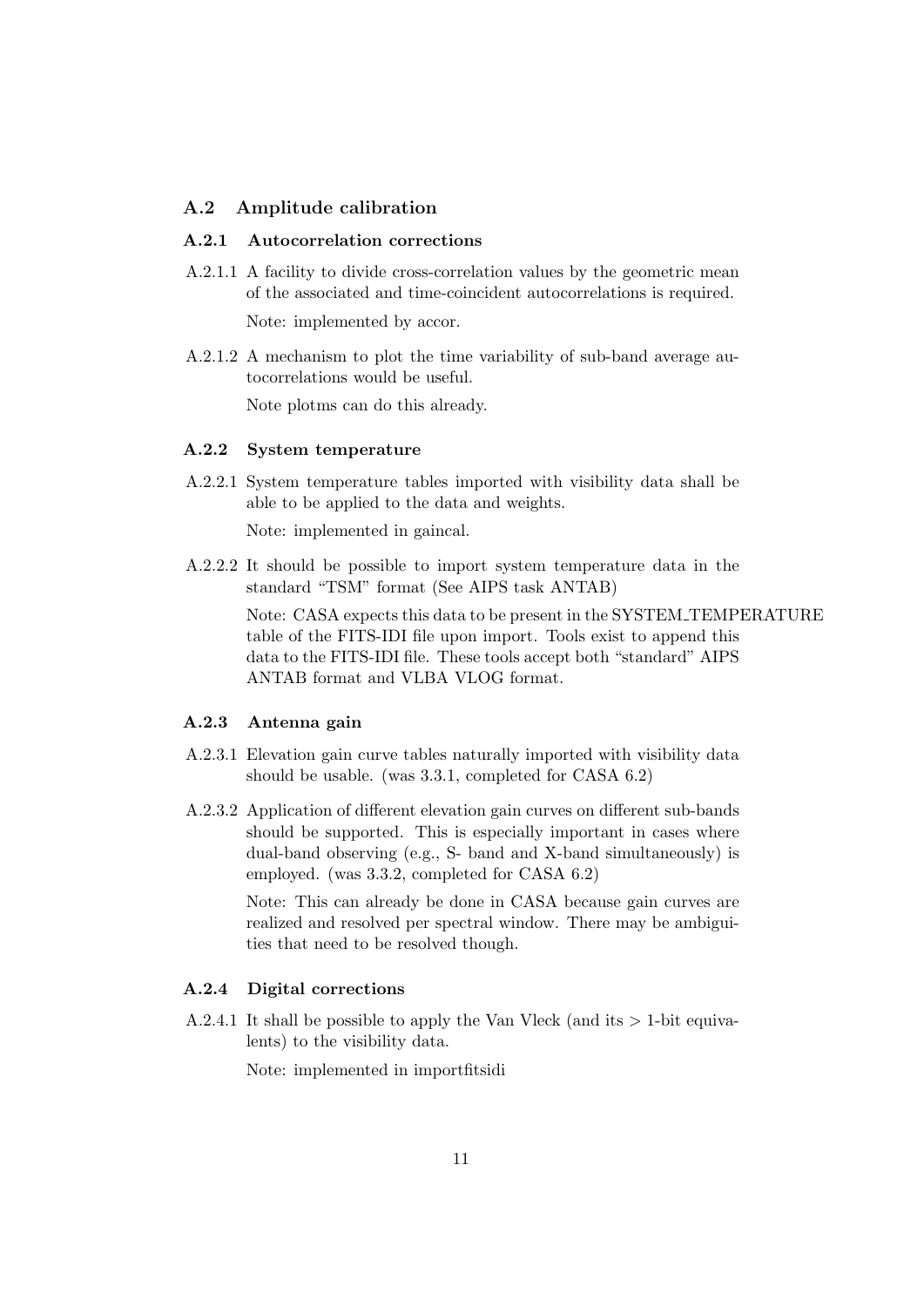## A.2 Amplitude calibration

### A.2.1 Autocorrelation corrections

A.2.1.1 A facility to divide cross-correlation values by the geometric mean of the associated and time-coincident autocorrelations is required.

Note: implemented by accor.

A.2.1.2 A mechanism to plot the time variability of sub-band average autocorrelations would be useful.

Note plotms can do this already.

### A.2.2 System temperature

A.2.2.1 System temperature tables imported with visibility data shall be able to be applied to the data and weights.

Note: implemented in gaincal.

A.2.2.2 It should be possible to import system temperature data in the standard "TSM" format (See AIPS task ANTAB)

Note: CASA expects this data to be present in the SYSTEM_TEMPERATURE table of the FITS-IDI file upon import. Tools exist to append this data to the FITS-IDI file. These tools accept both "standard" AIPS ANTAB format and VLBA VLOG format.

### A.2.3 Antenna gain

A.2.3.1 Elevation gain curve tables naturally imported with visibility data should be usable. (was 3.3.1, completed for CASA 6.2)

A.2.3.2 Application of different elevation gain curves on different sub-bands should be supported. This is especially important in cases where dual-band observing (e.g., S- band and X-band simultaneously) is employed. (was 3.3.2, completed for CASA 6.2)

Note: This can already be done in CASA because gain curves are realized and resolved per spectral window. There may be ambiguities that need to be resolved though.

### A.2.4 Digital corrections

A.2.4.1 It shall be possible to apply the Van Vleck (and its $>$ 1-bit equivalents) to the visibility data.

Note: implemented in importfitsidi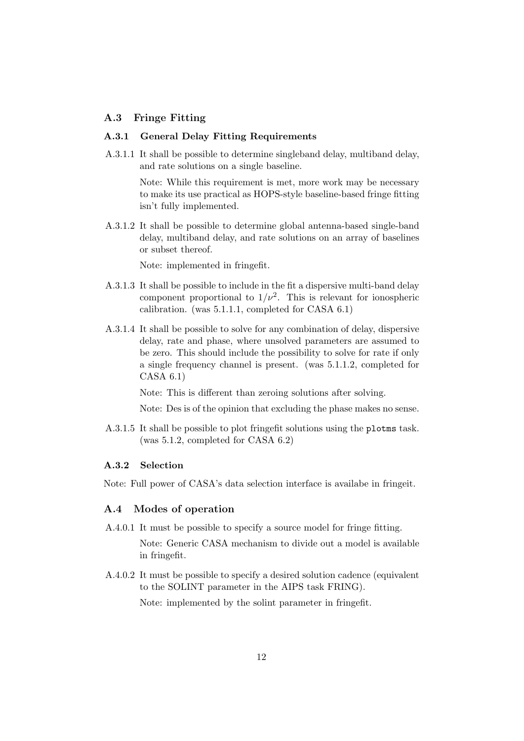## A.3 Fringe Fitting

### A.3.1 General Delay Fitting Requirements

A.3.1.1 It shall be possible to determine singleband delay, multiband delay, and rate solutions on a single baseline.

Note: While this requirement is met, more work may be necessary to make its use practical as HOPS-style baseline-based fringe fitting isn't fully implemented.

A.3.1.2 It shall be possible to determine global antenna-based single-band delay, multiband delay, and rate solutions on an array of baselines or subset thereof.

Note: implemented in fringefit.

A.3.1.3 It shall be possible to include in the fit a dispersive multi-band delay component proportional to $1/\nu^2$. This is relevant for ionospheric calibration. (was 5.1.1.1, completed for CASA 6.1)

A.3.1.4 It shall be possible to solve for any combination of delay, dispersive delay, rate and phase, where unsolved parameters are assumed to be zero. This should include the possibility to solve for rate if only a single frequency channel is present. (was 5.1.1.2, completed for CASA 6.1)

Note: This is different than zeroing solutions after solving.

Note: Des is of the opinion that excluding the phase makes no sense.

A.3.1.5 It shall be possible to plot fringefit solutions using the `plotms` task. (was 5.1.2, completed for CASA 6.2)

### A.3.2 Selection

Note: Full power of CASA's data selection interface is availabe in fringeit.

## A.4 Modes of operation

A.4.0.1 It must be possible to specify a source model for fringe fitting.

Note: Generic CASA mechanism to divide out a model is available in fringefit.

A.4.0.2 It must be possible to specify a desired solution cadence (equivalent to the SOLINT parameter in the AIPS task FRING).

Note: implemented by the solint parameter in fringefit.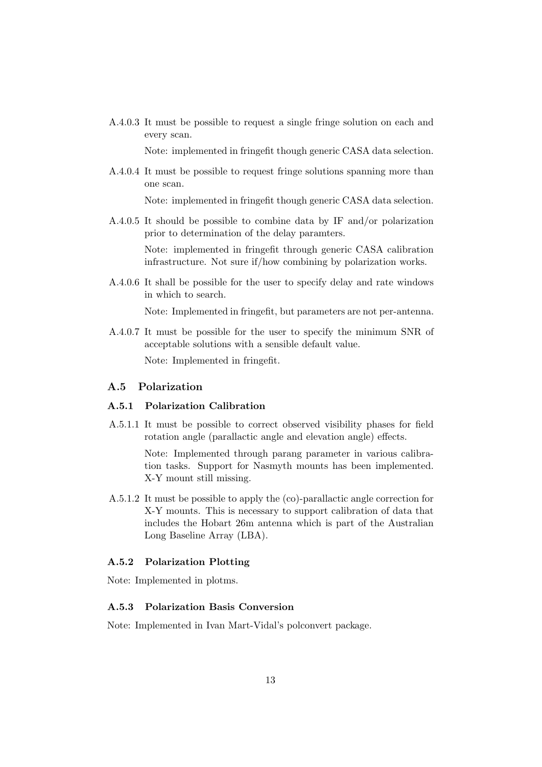A.4.0.3 It must be possible to request a single fringe solution on each and every scan.

Note: implemented in fringefit though generic CASA data selection.

A.4.0.4 It must be possible to request fringe solutions spanning more than one scan.

Note: implemented in fringefit though generic CASA data selection.

A.4.0.5 It should be possible to combine data by IF and/or polarization prior to determination of the delay paramters.

Note: implemented in fringefit through generic CASA calibration infrastructure. Not sure if/how combining by polarization works.

A.4.0.6 It shall be possible for the user to specify delay and rate windows in which to search.

Note: Implemented in fringefit, but parameters are not per-antenna.

A.4.0.7 It must be possible for the user to specify the minimum SNR of acceptable solutions with a sensible default value.

Note: Implemented in fringefit.

## A.5 Polarization

### A.5.1 Polarization Calibration

A.5.1.1 It must be possible to correct observed visibility phases for field rotation angle (parallactic angle and elevation angle) effects.

Note: Implemented through parang parameter in various calibration tasks. Support for Nasmyth mounts has been implemented. X-Y mount still missing.

A.5.1.2 It must be possible to apply the (co)-parallactic angle correction for X-Y mounts. This is necessary to support calibration of data that includes the Hobart 26m antenna which is part of the Australian Long Baseline Array (LBA).

### A.5.2 Polarization Plotting

Note: Implemented in plotms.

### A.5.3 Polarization Basis Conversion

Note: Implemented in Ivan Mart-Vidal's polconvert package.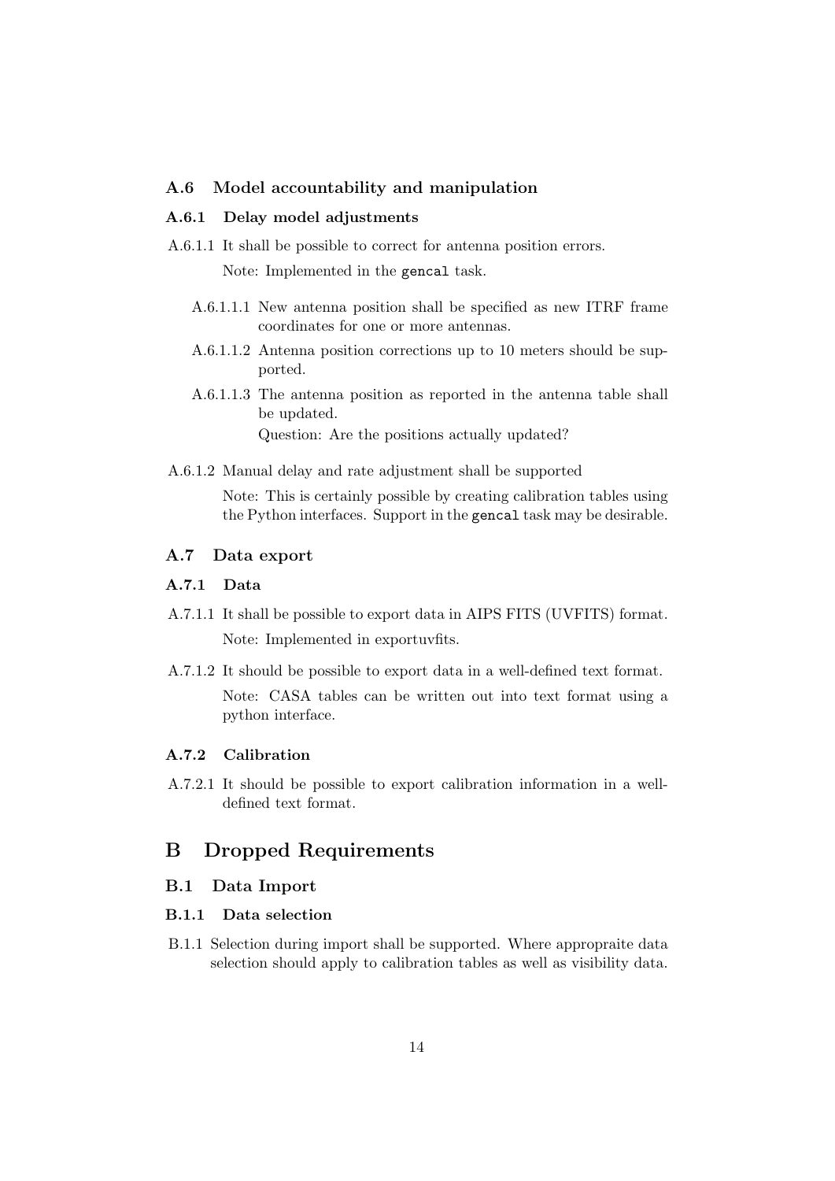### A.6 Model accountability and manipulation

#### A.6.1 Delay model adjustments

A.6.1.1 It shall be possible to correct for antenna position errors.

Note: Implemented in the `gencal` task.

- A.6.1.1.1 New antenna position shall be specified as new ITRF frame coordinates for one or more antennas.
- A.6.1.1.2 Antenna position corrections up to 10 meters should be supported.
- A.6.1.1.3 The antenna position as reported in the antenna table shall be updated.

  Question: Are the positions actually updated?

A.6.1.2 Manual delay and rate adjustment shall be supported

Note: This is certainly possible by creating calibration tables using the Python interfaces. Support in the `gencal` task may be desirable.

### A.7 Data export

#### A.7.1 Data

A.7.1.1 It shall be possible to export data in AIPS FITS (UVFITS) format.

Note: Implemented in exportuvfits.

A.7.1.2 It should be possible to export data in a well-defined text format.

Note: CASA tables can be written out into text format using a python interface.

#### A.7.2 Calibration

A.7.2.1 It should be possible to export calibration information in a well-defined text format.

## B Dropped Requirements

### B.1 Data Import

#### B.1.1 Data selection

B.1.1 Selection during import shall be supported. Where appropraite data selection should apply to calibration tables as well as visibility data.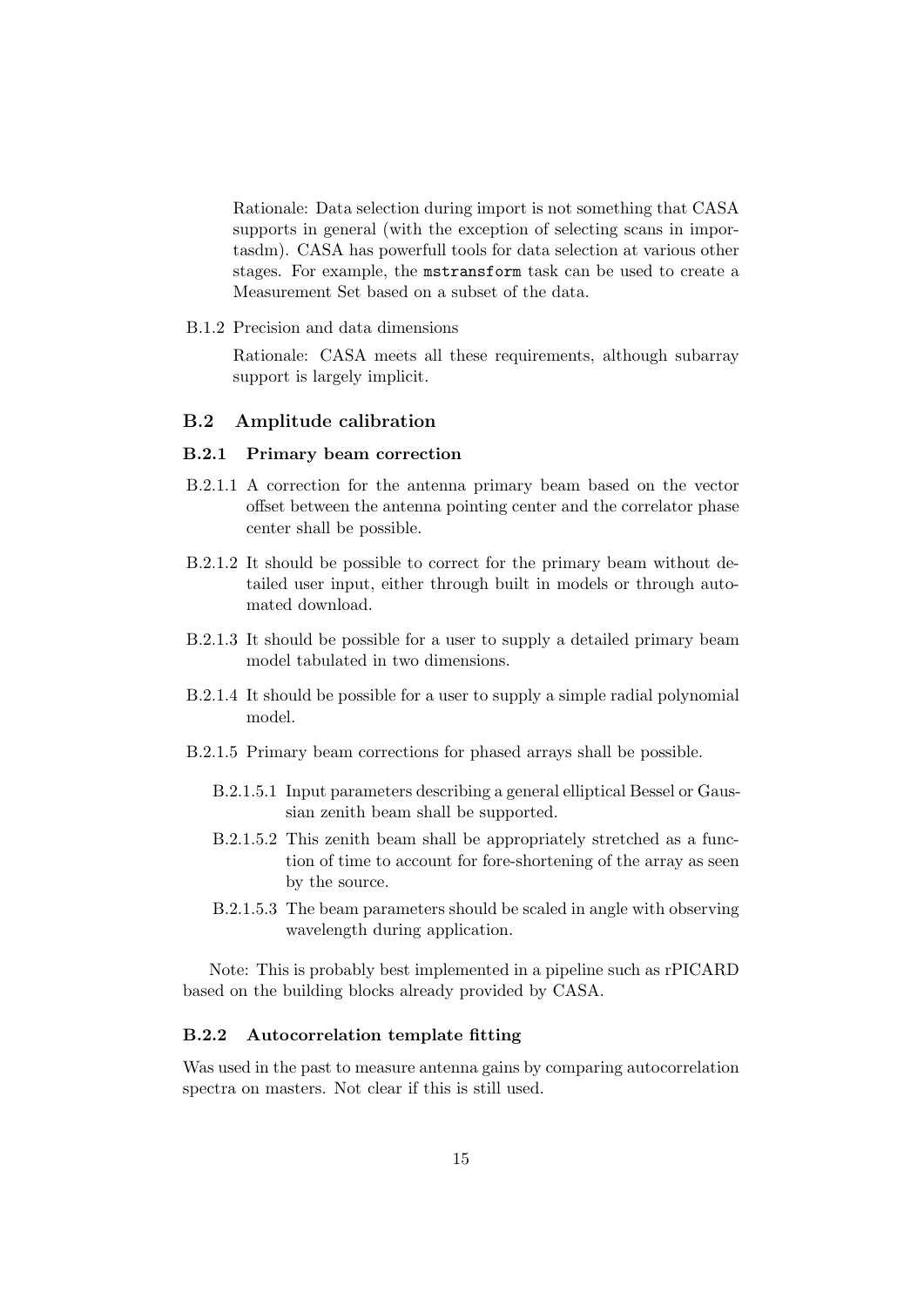Rationale: Data selection during import is not something that CASA supports in general (with the exception of selecting scans in importasdm). CASA has powerfull tools for data selection at various other stages. For example, the `mstransform` task can be used to create a Measurement Set based on a subset of the data.

B.1.2 Precision and data dimensions

Rationale: CASA meets all these requirements, although subarray support is largely implicit.

## B.2 Amplitude calibration

### B.2.1 Primary beam correction

B.2.1.1 A correction for the antenna primary beam based on the vector offset between the antenna pointing center and the correlator phase center shall be possible.

B.2.1.2 It should be possible to correct for the primary beam without detailed user input, either through built in models or through automated download.

B.2.1.3 It should be possible for a user to supply a detailed primary beam model tabulated in two dimensions.

B.2.1.4 It should be possible for a user to supply a simple radial polynomial model.

B.2.1.5 Primary beam corrections for phased arrays shall be possible.

- B.2.1.5.1 Input parameters describing a general elliptical Bessel or Gaussian zenith beam shall be supported.
- B.2.1.5.2 This zenith beam shall be appropriately stretched as a function of time to account for fore-shortening of the array as seen by the source.
- B.2.1.5.3 The beam parameters should be scaled in angle with observing wavelength during application.

Note: This is probably best implemented in a pipeline such as rPICARD based on the building blocks already provided by CASA.

### B.2.2 Autocorrelation template fitting

Was used in the past to measure antenna gains by comparing autocorrelation spectra on masters. Not clear if this is still used.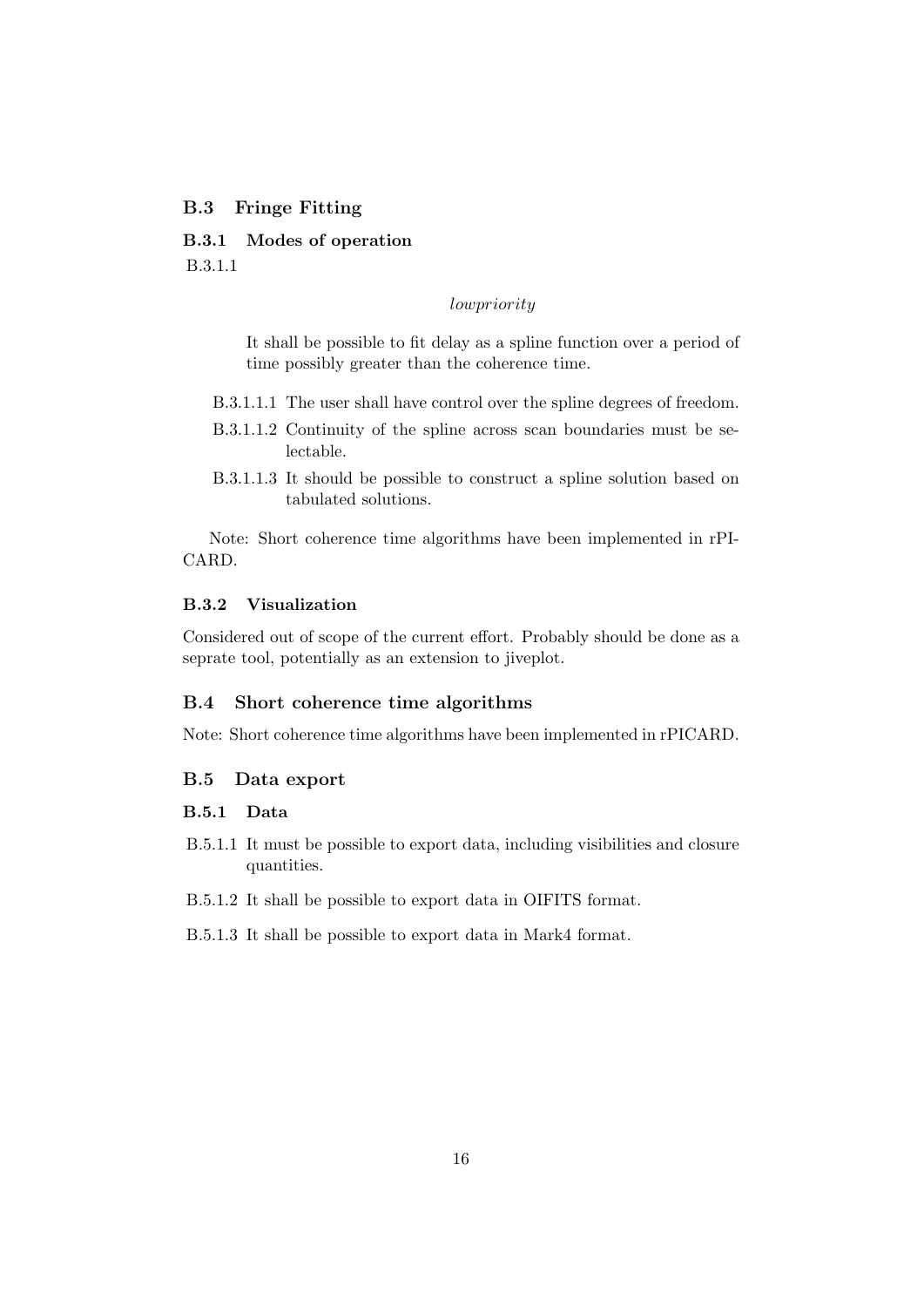## B.3 Fringe Fitting

### B.3.1 Modes of operation

B.3.1.1

*lowpriority*

It shall be possible to fit delay as a spline function over a period of time possibly greater than the coherence time.

- B.3.1.1.1 The user shall have control over the spline degrees of freedom.
- B.3.1.1.2 Continuity of the spline across scan boundaries must be selectable.
- B.3.1.1.3 It should be possible to construct a spline solution based on tabulated solutions.

Note: Short coherence time algorithms have been implemented in rPICARD.

### B.3.2 Visualization

Considered out of scope of the current effort. Probably should be done as a seprate tool, potentially as an extension to jiveplot.

## B.4 Short coherence time algorithms

Note: Short coherence time algorithms have been implemented in rPICARD.

## B.5 Data export

### B.5.1 Data

- B.5.1.1 It must be possible to export data, including visibilities and closure quantities.
- B.5.1.2 It shall be possible to export data in OIFITS format.
- B.5.1.3 It shall be possible to export data in Mark4 format.